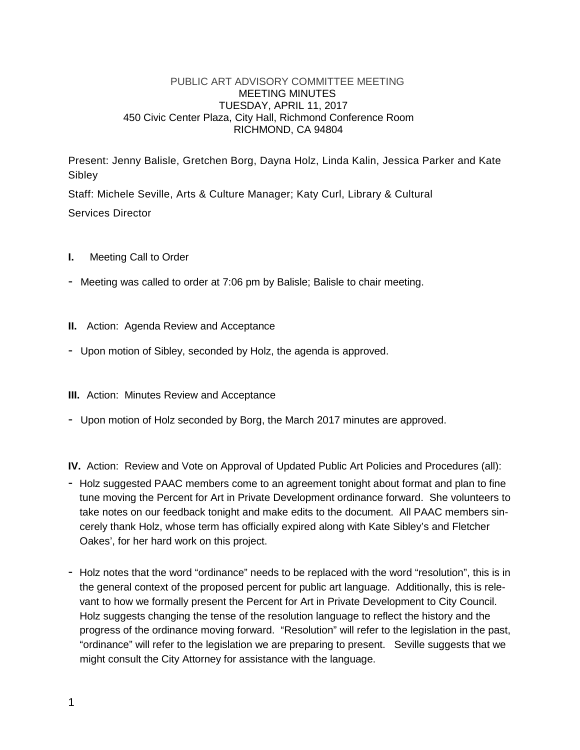# PUBLIC ART ADVISORY COMMITTEE MEETING
## MEETING MINUTES
## TUESDAY, APRIL 11, 2017
## 450 Civic Center Plaza, City Hall, Richmond Conference Room
## RICHMOND, CA 94804

Present: Jenny Balisle, Gretchen Borg, Dayna Holz, Linda Kalin, Jessica Parker and Kate Sibley

Staff: Michele Seville, Arts & Culture Manager; Katy Curl, Library & Cultural Services Director

**I.** Meeting Call to Order

- Meeting was called to order at 7:06 pm by Balisle; Balisle to chair meeting.

**II.** Action: Agenda Review and Acceptance

- Upon motion of Sibley, seconded by Holz, the agenda is approved.

**III.** Action: Minutes Review and Acceptance

- Upon motion of Holz seconded by Borg, the March 2017 minutes are approved.

**IV.** Action: Review and Vote on Approval of Updated Public Art Policies and Procedures (all):

- Holz suggested PAAC members come to an agreement tonight about format and plan to fine tune moving the Percent for Art in Private Development ordinance forward. She volunteers to take notes on our feedback tonight and make edits to the document. All PAAC members sincerely thank Holz, whose term has officially expired along with Kate Sibley's and Fletcher Oakes', for her hard work on this project.

- Holz notes that the word "ordinance" needs to be replaced with the word "resolution", this is in the general context of the proposed percent for public art language. Additionally, this is relevant to how we formally present the Percent for Art in Private Development to City Council. Holz suggests changing the tense of the resolution language to reflect the history and the progress of the ordinance moving forward. "Resolution" will refer to the legislation in the past, "ordinance" will refer to the legislation we are preparing to present. Seville suggests that we might consult the City Attorney for assistance with the language.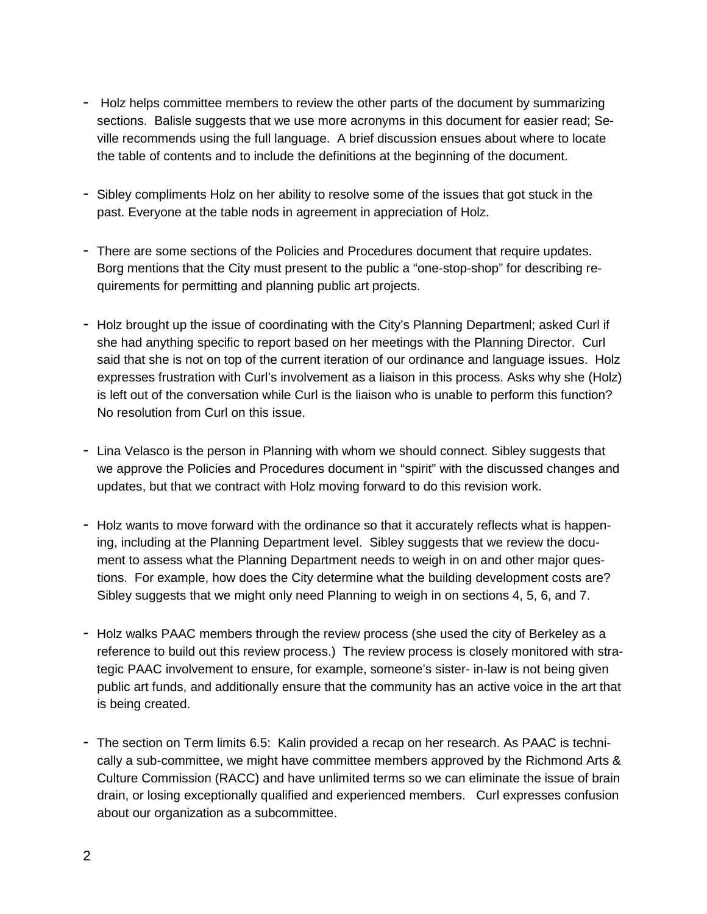- Holz helps committee members to review the other parts of the document by summarizing sections. Balisle suggests that we use more acronyms in this document for easier read; Seville recommends using the full language. A brief discussion ensues about where to locate the table of contents and to include the definitions at the beginning of the document.

- Sibley compliments Holz on her ability to resolve some of the issues that got stuck in the past. Everyone at the table nods in agreement in appreciation of Holz.

- There are some sections of the Policies and Procedures document that require updates. Borg mentions that the City must present to the public a "one-stop-shop" for describing requirements for permitting and planning public art projects.

- Holz brought up the issue of coordinating with the City's Planning Departmenl; asked Curl if she had anything specific to report based on her meetings with the Planning Director. Curl said that she is not on top of the current iteration of our ordinance and language issues. Holz expresses frustration with Curl's involvement as a liaison in this process. Asks why she (Holz) is left out of the conversation while Curl is the liaison who is unable to perform this function? No resolution from Curl on this issue.

- Lina Velasco is the person in Planning with whom we should connect. Sibley suggests that we approve the Policies and Procedures document in "spirit" with the discussed changes and updates, but that we contract with Holz moving forward to do this revision work.

- Holz wants to move forward with the ordinance so that it accurately reflects what is happening, including at the Planning Department level. Sibley suggests that we review the document to assess what the Planning Department needs to weigh in on and other major questions. For example, how does the City determine what the building development costs are? Sibley suggests that we might only need Planning to weigh in on sections 4, 5, 6, and 7.

- Holz walks PAAC members through the review process (she used the city of Berkeley as a reference to build out this review process.) The review process is closely monitored with strategic PAAC involvement to ensure, for example, someone's sister- in-law is not being given public art funds, and additionally ensure that the community has an active voice in the art that is being created.

- The section on Term limits 6.5: Kalin provided a recap on her research. As PAAC is technically a sub-committee, we might have committee members approved by the Richmond Arts & Culture Commission (RACC) and have unlimited terms so we can eliminate the issue of brain drain, or losing exceptionally qualified and experienced members. Curl expresses confusion about our organization as a subcommittee.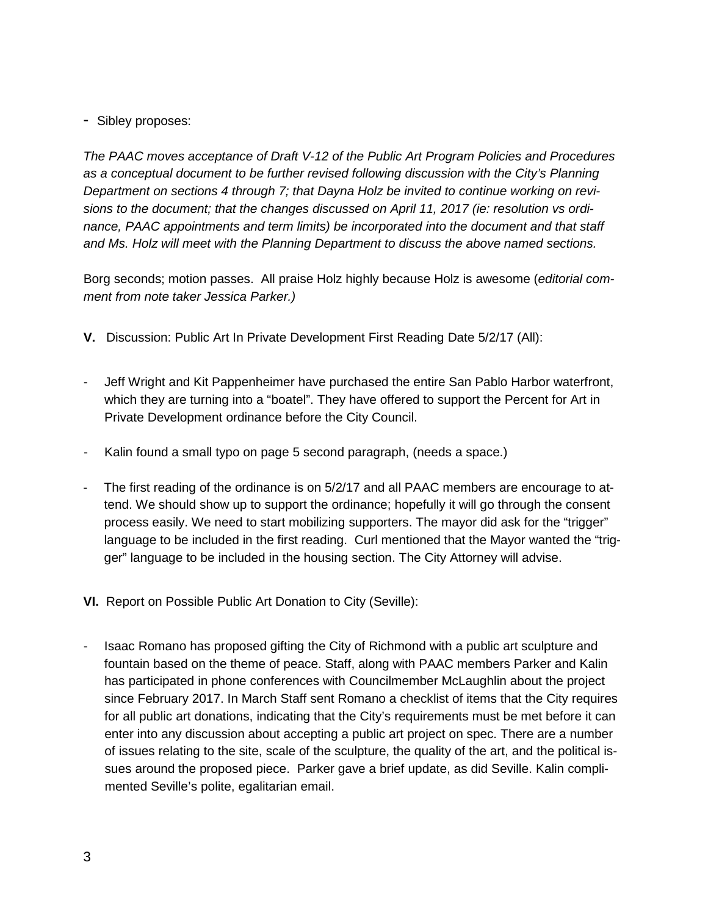- Sibley proposes:

*The PAAC moves acceptance of Draft V-12 of the Public Art Program Policies and Procedures as a conceptual document to be further revised following discussion with the City's Planning Department on sections 4 through 7; that Dayna Holz be invited to continue working on revisions to the document; that the changes discussed on April 11, 2017 (ie: resolution vs ordinance, PAAC appointments and term limits) be incorporated into the document and that staff and Ms. Holz will meet with the Planning Department to discuss the above named sections.*

Borg seconds; motion passes. All praise Holz highly because Holz is awesome (*editorial comment from note taker Jessica Parker.)*

**V.** Discussion: Public Art In Private Development First Reading Date 5/2/17 (All):

- Jeff Wright and Kit Pappenheimer have purchased the entire San Pablo Harbor waterfront, which they are turning into a "boatel". They have offered to support the Percent for Art in Private Development ordinance before the City Council.
- Kalin found a small typo on page 5 second paragraph, (needs a space.)
- The first reading of the ordinance is on 5/2/17 and all PAAC members are encourage to attend. We should show up to support the ordinance; hopefully it will go through the consent process easily. We need to start mobilizing supporters. The mayor did ask for the "trigger" language to be included in the first reading. Curl mentioned that the Mayor wanted the "trigger" language to be included in the housing section. The City Attorney will advise.

**VI.** Report on Possible Public Art Donation to City (Seville):

- Isaac Romano has proposed gifting the City of Richmond with a public art sculpture and fountain based on the theme of peace. Staff, along with PAAC members Parker and Kalin has participated in phone conferences with Councilmember McLaughlin about the project since February 2017. In March Staff sent Romano a checklist of items that the City requires for all public art donations, indicating that the City's requirements must be met before it can enter into any discussion about accepting a public art project on spec. There are a number of issues relating to the site, scale of the sculpture, the quality of the art, and the political issues around the proposed piece. Parker gave a brief update, as did Seville. Kalin complimented Seville's polite, egalitarian email.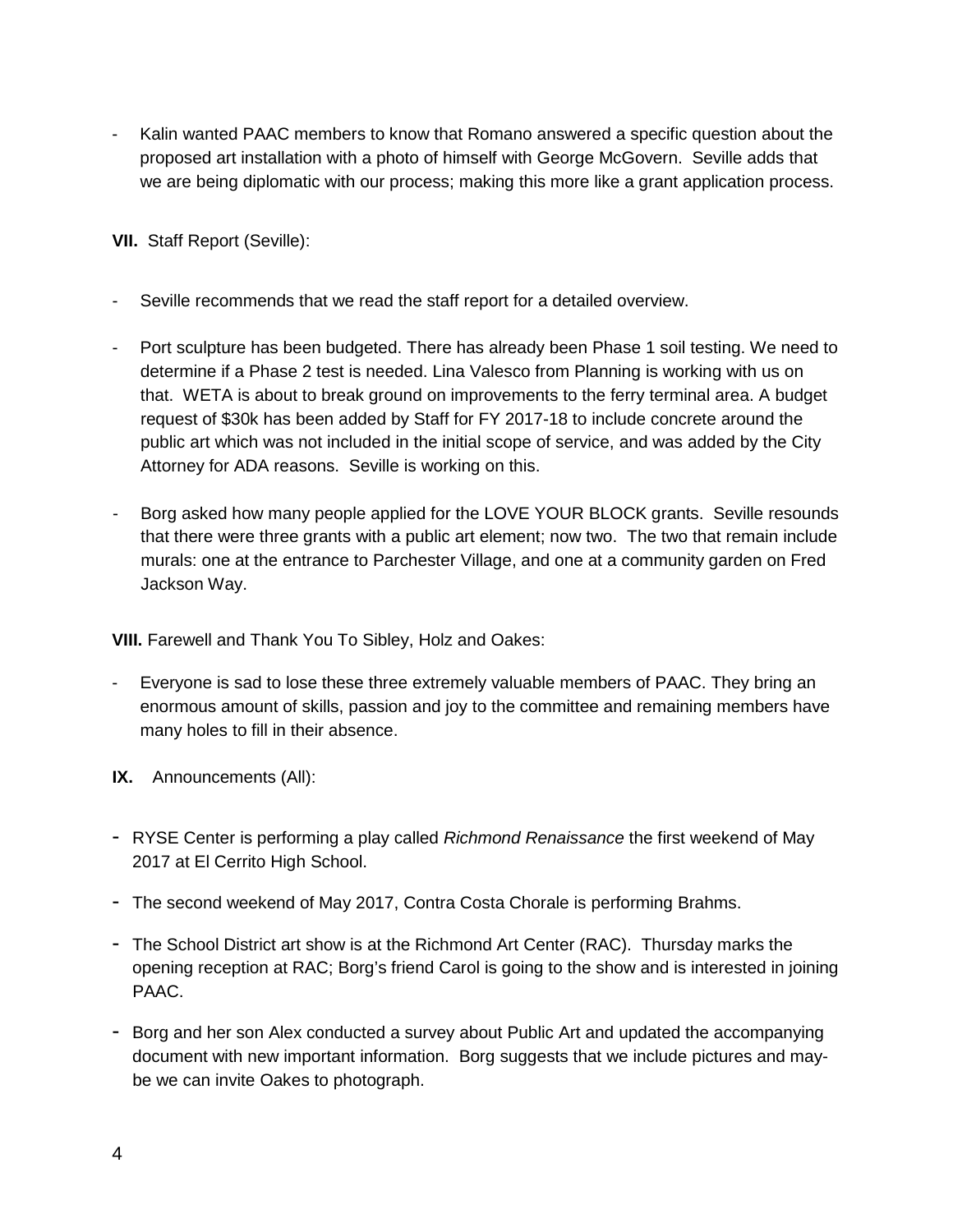- Kalin wanted PAAC members to know that Romano answered a specific question about the proposed art installation with a photo of himself with George McGovern. Seville adds that we are being diplomatic with our process; making this more like a grant application process.

**VII.** Staff Report (Seville):

- Seville recommends that we read the staff report for a detailed overview.
- Port sculpture has been budgeted. There has already been Phase 1 soil testing. We need to determine if a Phase 2 test is needed. Lina Valesco from Planning is working with us on that. WETA is about to break ground on improvements to the ferry terminal area. A budget request of $30k has been added by Staff for FY 2017-18 to include concrete around the public art which was not included in the initial scope of service, and was added by the City Attorney for ADA reasons. Seville is working on this.
- Borg asked how many people applied for the LOVE YOUR BLOCK grants. Seville resounds that there were three grants with a public art element; now two. The two that remain include murals: one at the entrance to Parchester Village, and one at a community garden on Fred Jackson Way.

**VIII.** Farewell and Thank You To Sibley, Holz and Oakes:

- Everyone is sad to lose these three extremely valuable members of PAAC. They bring an enormous amount of skills, passion and joy to the committee and remaining members have many holes to fill in their absence.

**IX.** Announcements (All):

- RYSE Center is performing a play called *Richmond Renaissance* the first weekend of May 2017 at El Cerrito High School.
- The second weekend of May 2017, Contra Costa Chorale is performing Brahms.
- The School District art show is at the Richmond Art Center (RAC). Thursday marks the opening reception at RAC; Borg's friend Carol is going to the show and is interested in joining PAAC.
- Borg and her son Alex conducted a survey about Public Art and updated the accompanying document with new important information. Borg suggests that we include pictures and may-be we can invite Oakes to photograph.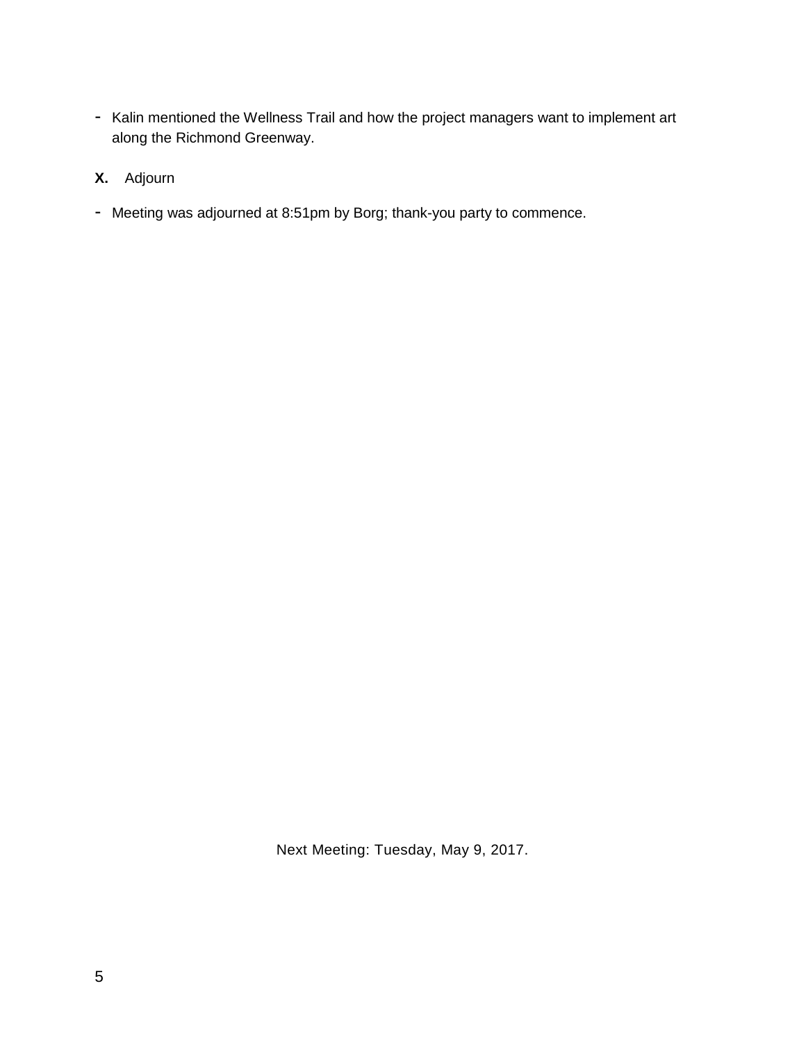- Kalin mentioned the Wellness Trail and how the project managers want to implement art along the Richmond Greenway.

**X.** Adjourn

- Meeting was adjourned at 8:51pm by Borg; thank-you party to commence.

Next Meeting: Tuesday, May 9, 2017.